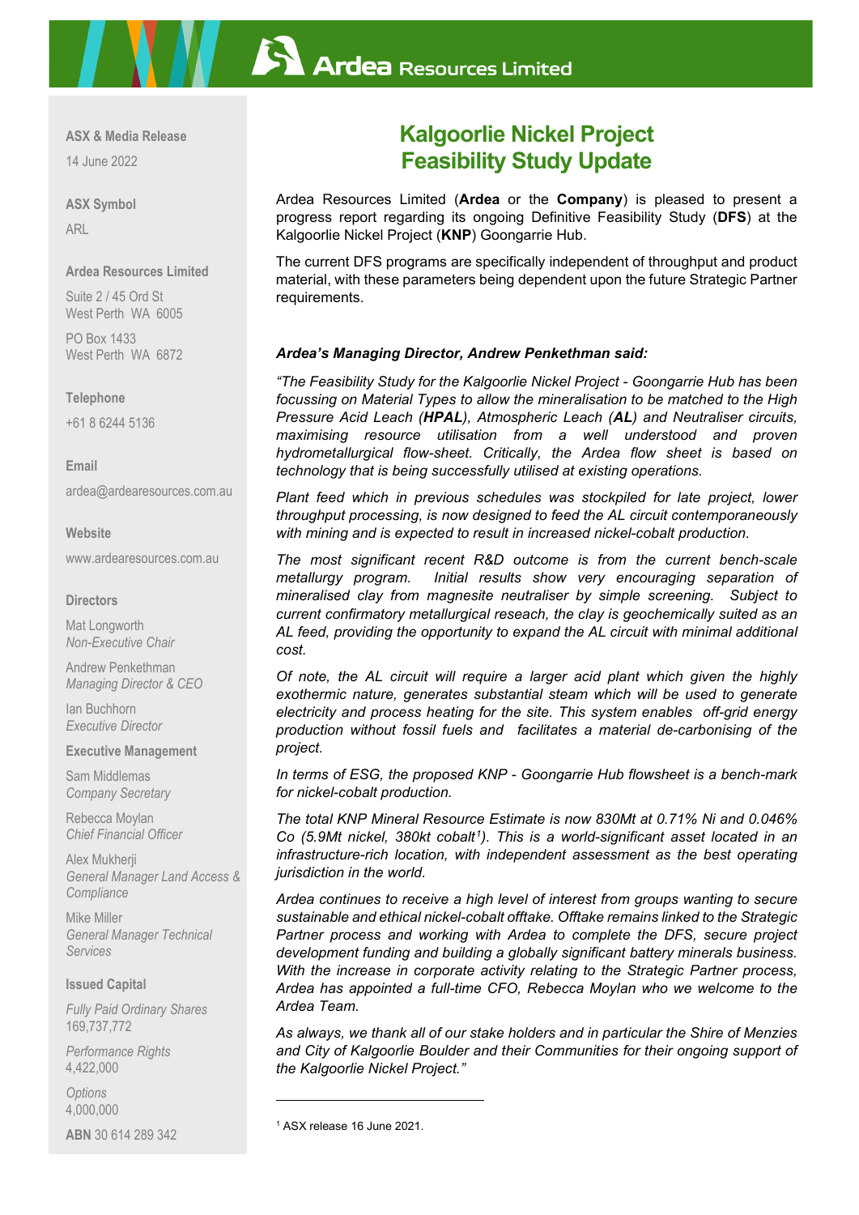Ardea Resources Limited

**ASX & Media Release**

14 June 2022

**ASX Symbol**

ARL

**Ardea Resources Limited**

Suite 2 / 45 Ord St
West Perth WA 6005

PO Box 1433
West Perth WA 6872

**Telephone**

+61 8 6244 5136

**Email**

ardea@ardearesources.com.au

**Website**

www.ardearesources.com.au

**Directors**

Mat Longworth
*Non-Executive Chair*

Andrew Penkethman
*Managing Director & CEO*

Ian Buchhorn
*Executive Director*

**Executive Management**

Sam Middlemas
*Company Secretary*

Rebecca Moylan
*Chief Financial Officer*

Alex Mukherji
*General Manager Land Access & Compliance*

Mike Miller
*General Manager Technical Services*

**Issued Capital**

*Fully Paid Ordinary Shares*
169,737,772

*Performance Rights*
4,422,000

*Options*
4,000,000

**ABN** 30 614 289 342

# Kalgoorlie Nickel Project Feasibility Study Update

Ardea Resources Limited (**Ardea** or the **Company**) is pleased to present a progress report regarding its ongoing Definitive Feasibility Study (**DFS**) at the Kalgoorlie Nickel Project (**KNP**) Goongarrie Hub.

The current DFS programs are specifically independent of throughput and product material, with these parameters being dependent upon the future Strategic Partner requirements.

***Ardea's Managing Director, Andrew Penkethman said:***

*"The Feasibility Study for the Kalgoorlie Nickel Project - Goongarrie Hub has been focussing on Material Types to allow the mineralisation to be matched to the High Pressure Acid Leach (**HPAL**), Atmospheric Leach (**AL**) and Neutraliser circuits, maximising resource utilisation from a well understood and proven hydrometallurgical flow-sheet. Critically, the Ardea flow sheet is based on technology that is being successfully utilised at existing operations.*

*Plant feed which in previous schedules was stockpiled for late project, lower throughput processing, is now designed to feed the AL circuit contemporaneously with mining and is expected to result in increased nickel-cobalt production.*

*The most significant recent R&D outcome is from the current bench-scale metallurgy program. Initial results show very encouraging separation of mineralised clay from magnesite neutraliser by simple screening. Subject to current confirmatory metallurgical reseach, the clay is geochemically suited as an AL feed, providing the opportunity to expand the AL circuit with minimal additional cost.*

*Of note, the AL circuit will require a larger acid plant which given the highly exothermic nature, generates substantial steam which will be used to generate electricity and process heating for the site. This system enables off-grid energy production without fossil fuels and facilitates a material de-carbonising of the project.*

*In terms of ESG, the proposed KNP - Goongarrie Hub flowsheet is a bench-mark for nickel-cobalt production.*

*The total KNP Mineral Resource Estimate is now 830Mt at 0.71% Ni and 0.046% Co (5.9Mt nickel, 380kt cobalt[1]). This is a world-significant asset located in an infrastructure-rich location, with independent assessment as the best operating jurisdiction in the world.*

*Ardea continues to receive a high level of interest from groups wanting to secure sustainable and ethical nickel-cobalt offtake. Offtake remains linked to the Strategic Partner process and working with Ardea to complete the DFS, secure project development funding and building a globally significant battery minerals business. With the increase in corporate activity relating to the Strategic Partner process, Ardea has appointed a full-time CFO, Rebecca Moylan who we welcome to the Ardea Team.*

*As always, we thank all of our stake holders and in particular the Shire of Menzies and City of Kalgoorlie Boulder and their Communities for their ongoing support of the Kalgoorlie Nickel Project."*

---

[1] ASX release 16 June 2021.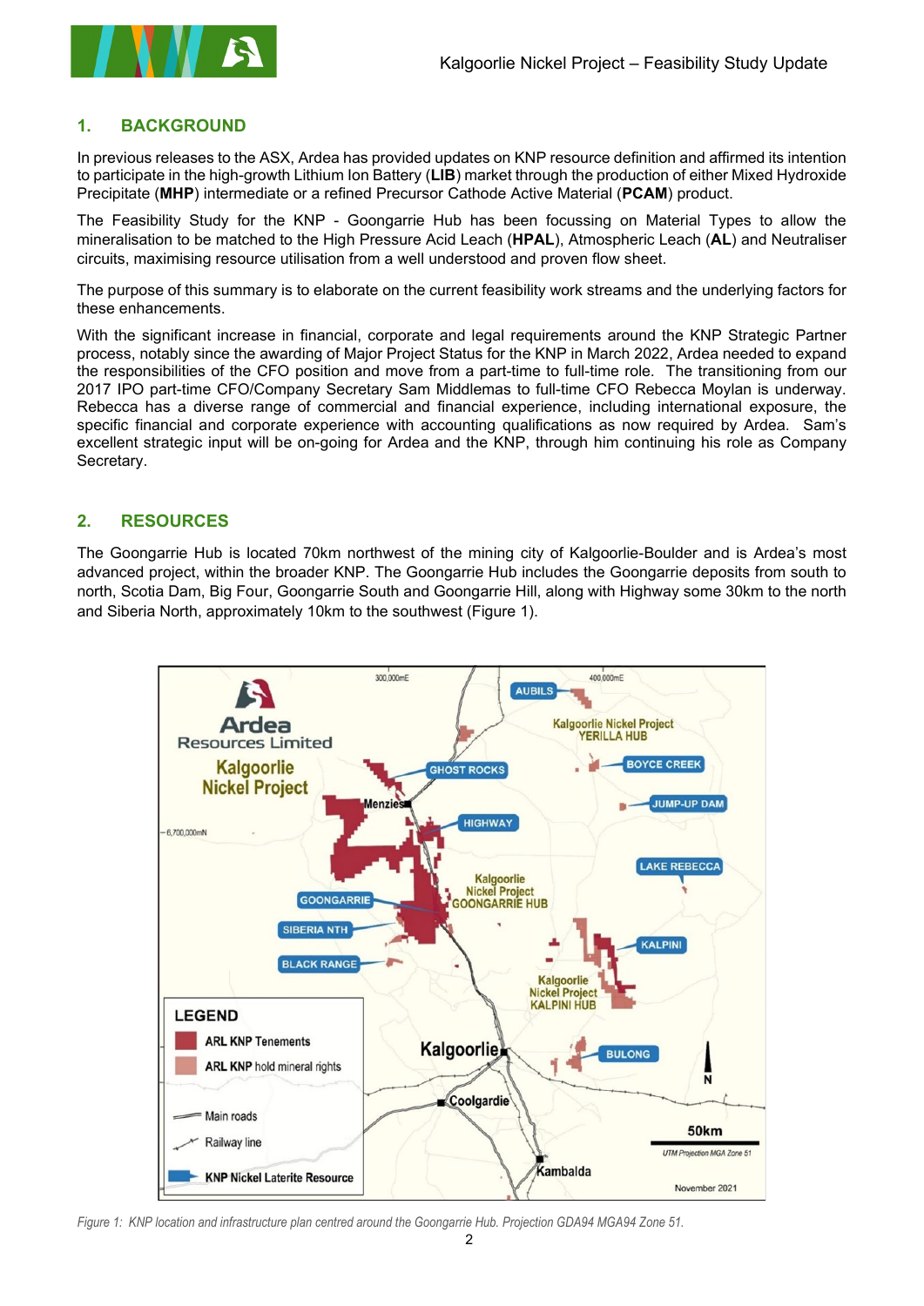## 1. BACKGROUND

In previous releases to the ASX, Ardea has provided updates on KNP resource definition and affirmed its intention to participate in the high-growth Lithium Ion Battery (**LIB**) market through the production of either Mixed Hydroxide Precipitate (**MHP**) intermediate or a refined Precursor Cathode Active Material (**PCAM**) product.

The Feasibility Study for the KNP - Goongarrie Hub has been focussing on Material Types to allow the mineralisation to be matched to the High Pressure Acid Leach (**HPAL**), Atmospheric Leach (**AL**) and Neutraliser circuits, maximising resource utilisation from a well understood and proven flow sheet.

The purpose of this summary is to elaborate on the current feasibility work streams and the underlying factors for these enhancements.

With the significant increase in financial, corporate and legal requirements around the KNP Strategic Partner process, notably since the awarding of Major Project Status for the KNP in March 2022, Ardea needed to expand the responsibilities of the CFO position and move from a part-time to full-time role. The transitioning from our 2017 IPO part-time CFO/Company Secretary Sam Middlemas to full-time CFO Rebecca Moylan is underway. Rebecca has a diverse range of commercial and financial experience, including international exposure, the specific financial and corporate experience with accounting qualifications as now required by Ardea. Sam's excellent strategic input will be on-going for Ardea and the KNP, through him continuing his role as Company Secretary.

## 2. RESOURCES

The Goongarrie Hub is located 70km northwest of the mining city of Kalgoorlie-Boulder and is Ardea's most advanced project, within the broader KNP. The Goongarrie Hub includes the Goongarrie deposits from south to north, Scotia Dam, Big Four, Goongarrie South and Goongarrie Hill, along with Highway some 30km to the north and Siberia North, approximately 10km to the southwest (Figure 1).

Ardea Resources Limited
Kalgoorlie Nickel Project
300,000mE
400,000mE
6,700,000mN
AUBILS
Kalgoorlie Nickel Project YERILLA HUB
GHOST ROCKS
BOYCE CREEK
Menzies
JUMP-UP DAM
HIGHWAY
LAKE REBECCA
Kalgoorlie Nickel Project GOONGARRIE HUB
GOONGARRIE
SIBERIA NTH
KALPINI
BLACK RANGE
Kalgoorlie Nickel Project KALPINI HUB
LEGEND
ARL KNP Tenements
ARL KNP hold mineral rights
Main roads
Railway line
KNP Nickel Laterite Resource
Kalgoorlie
BULONG
N
Coolgardie
50km
UTM Projection MGA Zone 51
Kambalda
November 2021

*Figure 1: KNP location and infrastructure plan centred around the Goongarrie Hub. Projection GDA94 MGA94 Zone 51.*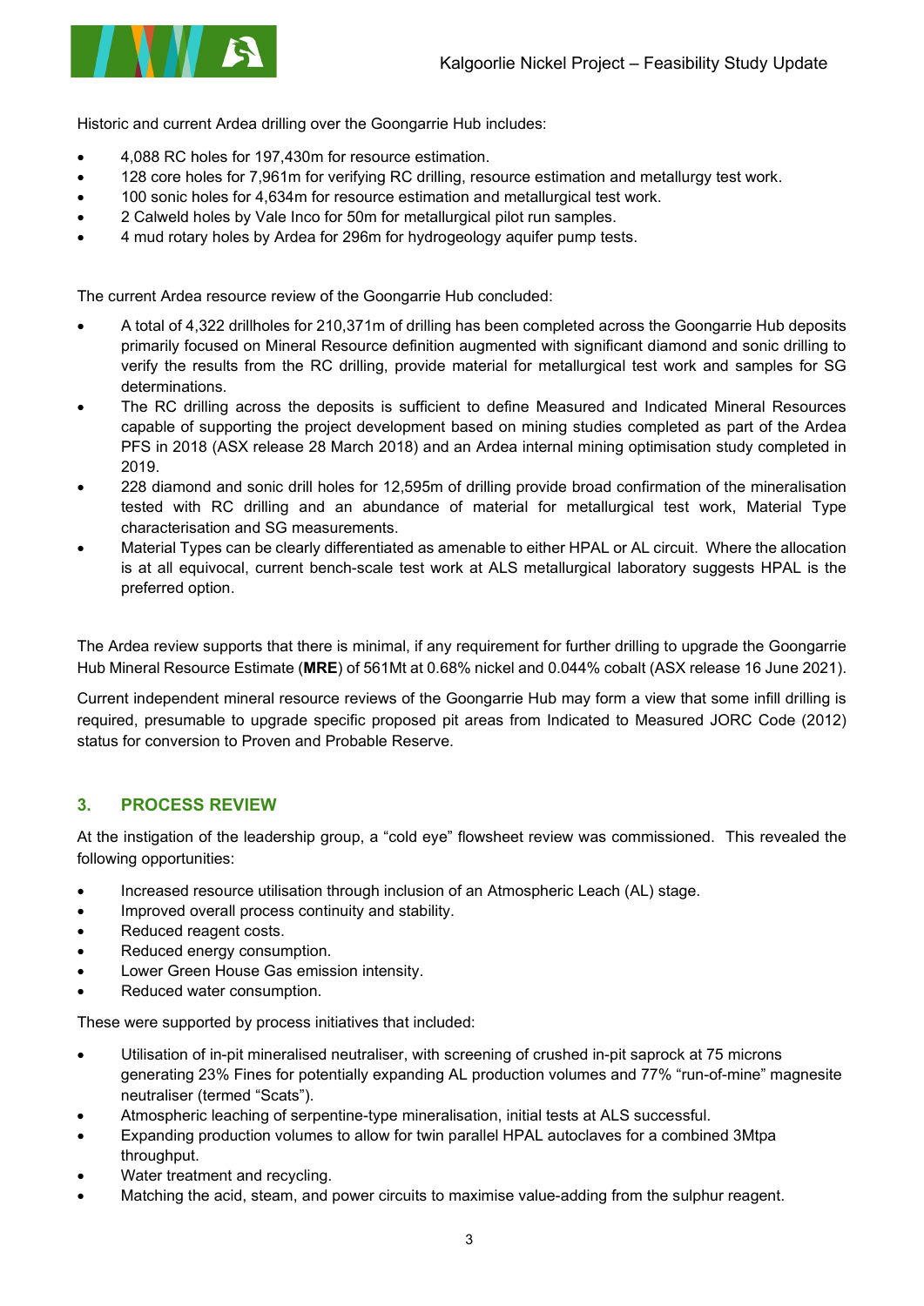Historic and current Ardea drilling over the Goongarrie Hub includes:

- 4,088 RC holes for 197,430m for resource estimation.
- 128 core holes for 7,961m for verifying RC drilling, resource estimation and metallurgy test work.
- 100 sonic holes for 4,634m for resource estimation and metallurgical test work.
- 2 Calweld holes by Vale Inco for 50m for metallurgical pilot run samples.
- 4 mud rotary holes by Ardea for 296m for hydrogeology aquifer pump tests.

The current Ardea resource review of the Goongarrie Hub concluded:

- A total of 4,322 drillholes for 210,371m of drilling has been completed across the Goongarrie Hub deposits primarily focused on Mineral Resource definition augmented with significant diamond and sonic drilling to verify the results from the RC drilling, provide material for metallurgical test work and samples for SG determinations.
- The RC drilling across the deposits is sufficient to define Measured and Indicated Mineral Resources capable of supporting the project development based on mining studies completed as part of the Ardea PFS in 2018 (ASX release 28 March 2018) and an Ardea internal mining optimisation study completed in 2019.
- 228 diamond and sonic drill holes for 12,595m of drilling provide broad confirmation of the mineralisation tested with RC drilling and an abundance of material for metallurgical test work, Material Type characterisation and SG measurements.
- Material Types can be clearly differentiated as amenable to either HPAL or AL circuit. Where the allocation is at all equivocal, current bench-scale test work at ALS metallurgical laboratory suggests HPAL is the preferred option.

The Ardea review supports that there is minimal, if any requirement for further drilling to upgrade the Goongarrie Hub Mineral Resource Estimate (**MRE**) of 561Mt at 0.68% nickel and 0.044% cobalt (ASX release 16 June 2021).

Current independent mineral resource reviews of the Goongarrie Hub may form a view that some infill drilling is required, presumable to upgrade specific proposed pit areas from Indicated to Measured JORC Code (2012) status for conversion to Proven and Probable Reserve.

## 3. PROCESS REVIEW

At the instigation of the leadership group, a "cold eye" flowsheet review was commissioned. This revealed the following opportunities:

- Increased resource utilisation through inclusion of an Atmospheric Leach (AL) stage.
- Improved overall process continuity and stability.
- Reduced reagent costs.
- Reduced energy consumption.
- Lower Green House Gas emission intensity.
- Reduced water consumption.

These were supported by process initiatives that included:

- Utilisation of in-pit mineralised neutraliser, with screening of crushed in-pit saprock at 75 microns generating 23% Fines for potentially expanding AL production volumes and 77% "run-of-mine" magnesite neutraliser (termed "Scats").
- Atmospheric leaching of serpentine-type mineralisation, initial tests at ALS successful.
- Expanding production volumes to allow for twin parallel HPAL autoclaves for a combined 3Mtpa throughput.
- Water treatment and recycling.
- Matching the acid, steam, and power circuits to maximise value-adding from the sulphur reagent.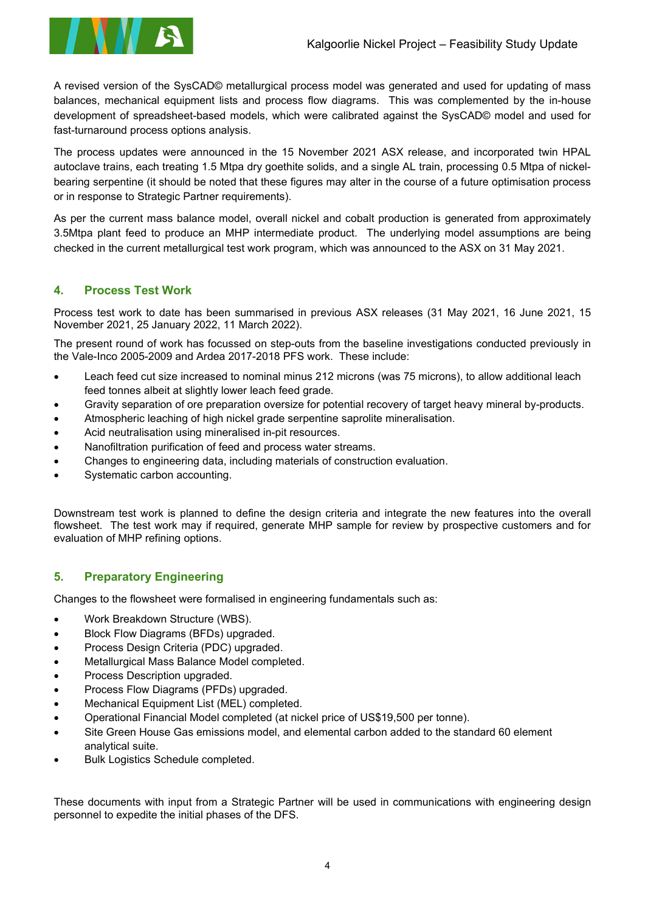A revised version of the SysCAD© metallurgical process model was generated and used for updating of mass balances, mechanical equipment lists and process flow diagrams. This was complemented by the in-house development of spreadsheet-based models, which were calibrated against the SysCAD© model and used for fast-turnaround process options analysis.

The process updates were announced in the 15 November 2021 ASX release, and incorporated twin HPAL autoclave trains, each treating 1.5 Mtpa dry goethite solids, and a single AL train, processing 0.5 Mtpa of nickel-bearing serpentine (it should be noted that these figures may alter in the course of a future optimisation process or in response to Strategic Partner requirements).

As per the current mass balance model, overall nickel and cobalt production is generated from approximately 3.5Mtpa plant feed to produce an MHP intermediate product. The underlying model assumptions are being checked in the current metallurgical test work program, which was announced to the ASX on 31 May 2021.

## 4. Process Test Work

Process test work to date has been summarised in previous ASX releases (31 May 2021, 16 June 2021, 15 November 2021, 25 January 2022, 11 March 2022).

The present round of work has focussed on step-outs from the baseline investigations conducted previously in the Vale-Inco 2005-2009 and Ardea 2017-2018 PFS work. These include:

- Leach feed cut size increased to nominal minus 212 microns (was 75 microns), to allow additional leach feed tonnes albeit at slightly lower leach feed grade.
- Gravity separation of ore preparation oversize for potential recovery of target heavy mineral by-products.
- Atmospheric leaching of high nickel grade serpentine saprolite mineralisation.
- Acid neutralisation using mineralised in-pit resources.
- Nanofiltration purification of feed and process water streams.
- Changes to engineering data, including materials of construction evaluation.
- Systematic carbon accounting.

Downstream test work is planned to define the design criteria and integrate the new features into the overall flowsheet. The test work may if required, generate MHP sample for review by prospective customers and for evaluation of MHP refining options.

## 5. Preparatory Engineering

Changes to the flowsheet were formalised in engineering fundamentals such as:

- Work Breakdown Structure (WBS).
- Block Flow Diagrams (BFDs) upgraded.
- Process Design Criteria (PDC) upgraded.
- Metallurgical Mass Balance Model completed.
- Process Description upgraded.
- Process Flow Diagrams (PFDs) upgraded.
- Mechanical Equipment List (MEL) completed.
- Operational Financial Model completed (at nickel price of US$19,500 per tonne).
- Site Green House Gas emissions model, and elemental carbon added to the standard 60 element analytical suite.
- Bulk Logistics Schedule completed.

These documents with input from a Strategic Partner will be used in communications with engineering design personnel to expedite the initial phases of the DFS.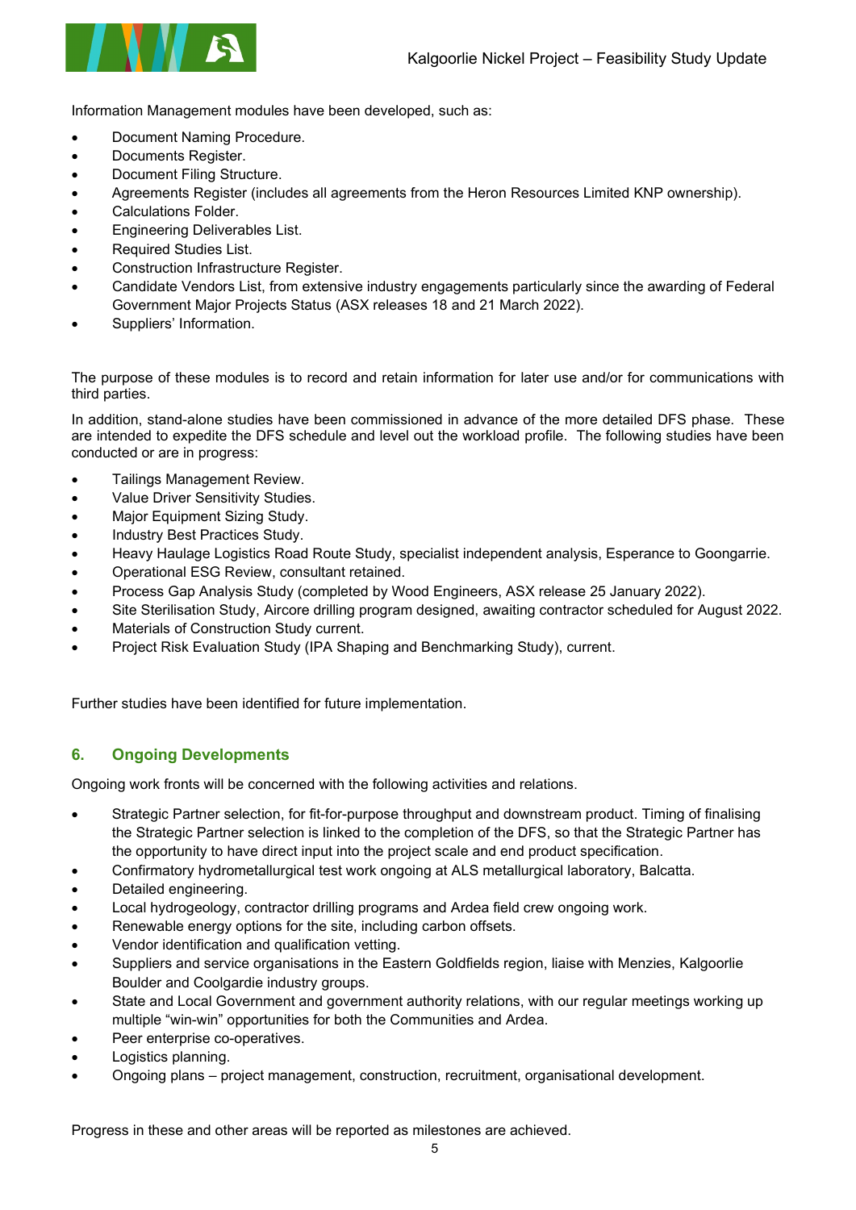Information Management modules have been developed, such as:

- Document Naming Procedure.
- Documents Register.
- Document Filing Structure.
- Agreements Register (includes all agreements from the Heron Resources Limited KNP ownership).
- Calculations Folder.
- Engineering Deliverables List.
- Required Studies List.
- Construction Infrastructure Register.
- Candidate Vendors List, from extensive industry engagements particularly since the awarding of Federal Government Major Projects Status (ASX releases 18 and 21 March 2022).
- Suppliers' Information.

The purpose of these modules is to record and retain information for later use and/or for communications with third parties.

In addition, stand-alone studies have been commissioned in advance of the more detailed DFS phase. These are intended to expedite the DFS schedule and level out the workload profile. The following studies have been conducted or are in progress:

- Tailings Management Review.
- Value Driver Sensitivity Studies.
- Major Equipment Sizing Study.
- Industry Best Practices Study.
- Heavy Haulage Logistics Road Route Study, specialist independent analysis, Esperance to Goongarrie.
- Operational ESG Review, consultant retained.
- Process Gap Analysis Study (completed by Wood Engineers, ASX release 25 January 2022).
- Site Sterilisation Study, Aircore drilling program designed, awaiting contractor scheduled for August 2022.
- Materials of Construction Study current.
- Project Risk Evaluation Study (IPA Shaping and Benchmarking Study), current.

Further studies have been identified for future implementation.

## 6. Ongoing Developments

Ongoing work fronts will be concerned with the following activities and relations.

- Strategic Partner selection, for fit-for-purpose throughput and downstream product. Timing of finalising the Strategic Partner selection is linked to the completion of the DFS, so that the Strategic Partner has the opportunity to have direct input into the project scale and end product specification.
- Confirmatory hydrometallurgical test work ongoing at ALS metallurgical laboratory, Balcatta.
- Detailed engineering.
- Local hydrogeology, contractor drilling programs and Ardea field crew ongoing work.
- Renewable energy options for the site, including carbon offsets.
- Vendor identification and qualification vetting.
- Suppliers and service organisations in the Eastern Goldfields region, liaise with Menzies, Kalgoorlie Boulder and Coolgardie industry groups.
- State and Local Government and government authority relations, with our regular meetings working up multiple "win-win" opportunities for both the Communities and Ardea.
- Peer enterprise co-operatives.
- Logistics planning.
- Ongoing plans – project management, construction, recruitment, organisational development.

Progress in these and other areas will be reported as milestones are achieved.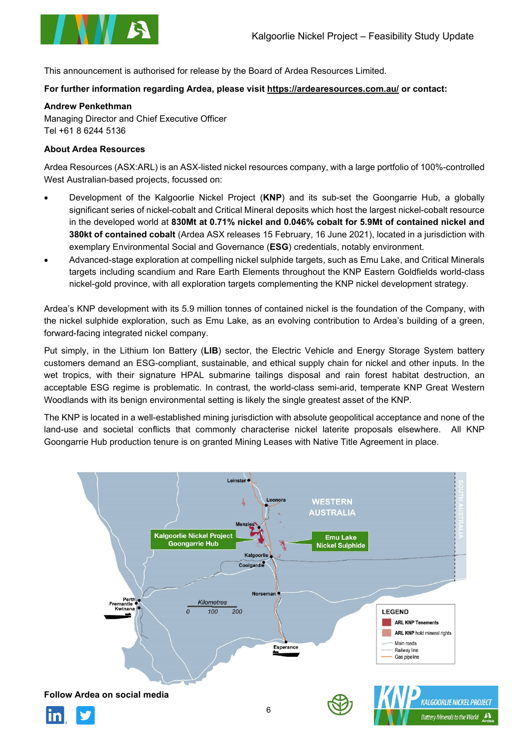This announcement is authorised for release by the Board of Ardea Resources Limited.

**For further information regarding Ardea, please visit https://ardearesources.com.au/ or contact:**

**Andrew Penkethman**
Managing Director and Chief Executive Officer
Tel +61 8 6244 5136

**About Ardea Resources**

Ardea Resources (ASX:ARL) is an ASX-listed nickel resources company, with a large portfolio of 100%-controlled West Australian-based projects, focussed on:

- Development of the Kalgoorlie Nickel Project (**KNP**) and its sub-set the Goongarrie Hub, a globally significant series of nickel-cobalt and Critical Mineral deposits which host the largest nickel-cobalt resource in the developed world at **830Mt at 0.71% nickel and 0.046% cobalt for 5.9Mt of contained nickel and 380kt of contained cobalt** (Ardea ASX releases 15 February, 16 June 2021), located in a jurisdiction with exemplary Environmental Social and Governance (**ESG**) credentials, notably environment.
- Advanced-stage exploration at compelling nickel sulphide targets, such as Emu Lake, and Critical Minerals targets including scandium and Rare Earth Elements throughout the KNP Eastern Goldfields world-class nickel-gold province, with all exploration targets complementing the KNP nickel development strategy.

Ardea's KNP development with its 5.9 million tonnes of contained nickel is the foundation of the Company, with the nickel sulphide exploration, such as Emu Lake, as an evolving contribution to Ardea's building of a green, forward-facing integrated nickel company.

Put simply, in the Lithium Ion Battery (**LIB**) sector, the Electric Vehicle and Energy Storage System battery customers demand an ESG-compliant, sustainable, and ethical supply chain for nickel and other inputs. In the wet tropics, with their signature HPAL submarine tailings disposal and rain forest habitat destruction, an acceptable ESG regime is problematic. In contrast, the world-class semi-arid, temperate KNP Great Western Woodlands with its benign environmental setting is likely the single greatest asset of the KNP.

The KNP is located in a well-established mining jurisdiction with absolute geopolitical acceptance and none of the land-use and societal conflicts that commonly characterise nickel laterite proposals elsewhere. All KNP Goongarrie Hub production tenure is on granted Mining Leases with Native Title Agreement in place.

Leinster
Leonora
WESTERN AUSTRALIA
SOUTH AUSTRALIA
Menzies
Kalgoorlie Nickel Project Goongarrie Hub
Emu Lake Nickel Sulphide
Kalgoorlie
Coolgardie
Norseman
Perth
Fremantle
Kwinana
Kilometres
0 100 200
Esperance
LEGEND
ARL KNP Tenements
ARL KNP hold mineral rights
Main roads
Railway line
Gas pipeline

**Follow Ardea on social media**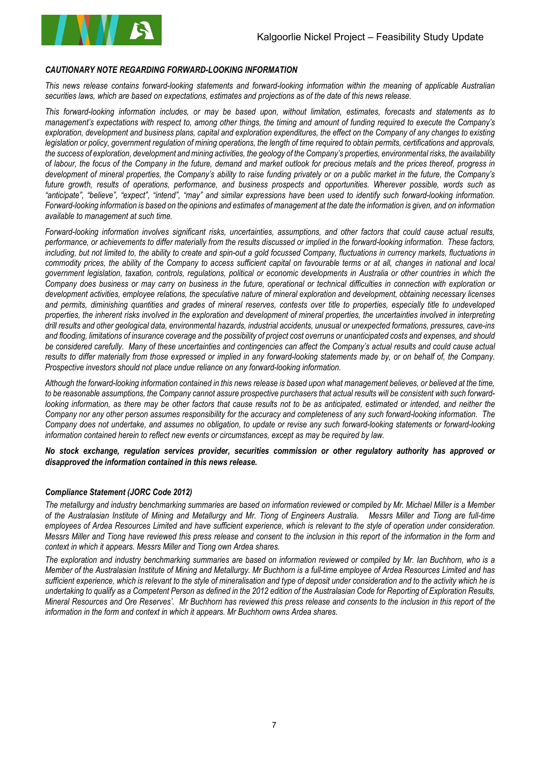***CAUTIONARY NOTE REGARDING FORWARD-LOOKING INFORMATION***

*This news release contains forward-looking statements and forward-looking information within the meaning of applicable Australian securities laws, which are based on expectations, estimates and projections as of the date of this news release.*

*This forward-looking information includes, or may be based upon, without limitation, estimates, forecasts and statements as to management's expectations with respect to, among other things, the timing and amount of funding required to execute the Company's exploration, development and business plans, capital and exploration expenditures, the effect on the Company of any changes to existing legislation or policy, government regulation of mining operations, the length of time required to obtain permits, certifications and approvals, the success of exploration, development and mining activities, the geology of the Company's properties, environmental risks, the availability of labour, the focus of the Company in the future, demand and market outlook for precious metals and the prices thereof, progress in development of mineral properties, the Company's ability to raise funding privately or on a public market in the future, the Company's future growth, results of operations, performance, and business prospects and opportunities. Wherever possible, words such as "anticipate", "believe", "expect", "intend", "may" and similar expressions have been used to identify such forward-looking information. Forward-looking information is based on the opinions and estimates of management at the date the information is given, and on information available to management at such time.*

*Forward-looking information involves significant risks, uncertainties, assumptions, and other factors that could cause actual results, performance, or achievements to differ materially from the results discussed or implied in the forward-looking information. These factors, including, but not limited to, the ability to create and spin-out a gold focussed Company, fluctuations in currency markets, fluctuations in commodity prices, the ability of the Company to access sufficient capital on favourable terms or at all, changes in national and local government legislation, taxation, controls, regulations, political or economic developments in Australia or other countries in which the Company does business or may carry on business in the future, operational or technical difficulties in connection with exploration or development activities, employee relations, the speculative nature of mineral exploration and development, obtaining necessary licenses and permits, diminishing quantities and grades of mineral reserves, contests over title to properties, especially title to undeveloped properties, the inherent risks involved in the exploration and development of mineral properties, the uncertainties involved in interpreting drill results and other geological data, environmental hazards, industrial accidents, unusual or unexpected formations, pressures, cave-ins and flooding, limitations of insurance coverage and the possibility of project cost overruns or unanticipated costs and expenses, and should be considered carefully. Many of these uncertainties and contingencies can affect the Company's actual results and could cause actual results to differ materially from those expressed or implied in any forward-looking statements made by, or on behalf of, the Company. Prospective investors should not place undue reliance on any forward-looking information.*

*Although the forward-looking information contained in this news release is based upon what management believes, or believed at the time, to be reasonable assumptions, the Company cannot assure prospective purchasers that actual results will be consistent with such forward-looking information, as there may be other factors that cause results not to be as anticipated, estimated or intended, and neither the Company nor any other person assumes responsibility for the accuracy and completeness of any such forward-looking information. The Company does not undertake, and assumes no obligation, to update or revise any such forward-looking statements or forward-looking information contained herein to reflect new events or circumstances, except as may be required by law.*

***No stock exchange, regulation services provider, securities commission or other regulatory authority has approved or disapproved the information contained in this news release.***

***Compliance Statement (JORC Code 2012)***

*The metallurgy and industry benchmarking summaries are based on information reviewed or compiled by Mr. Michael Miller is a Member of the Australasian Institute of Mining and Metallurgy and Mr. Tiong of Engineers Australia. Messrs Miller and Tiong are full-time employees of Ardea Resources Limited and have sufficient experience, which is relevant to the style of operation under consideration. Messrs Miller and Tiong have reviewed this press release and consent to the inclusion in this report of the information in the form and context in which it appears. Messrs Miller and Tiong own Ardea shares.*

*The exploration and industry benchmarking summaries are based on information reviewed or compiled by Mr. Ian Buchhorn, who is a Member of the Australasian Institute of Mining and Metallurgy. Mr Buchhorn is a full-time employee of Ardea Resources Limited and has sufficient experience, which is relevant to the style of mineralisation and type of deposit under consideration and to the activity which he is undertaking to qualify as a Competent Person as defined in the 2012 edition of the Australasian Code for Reporting of Exploration Results, Mineral Resources and Ore Reserves'. Mr Buchhorn has reviewed this press release and consents to the inclusion in this report of the information in the form and context in which it appears. Mr Buchhorn owns Ardea shares.*